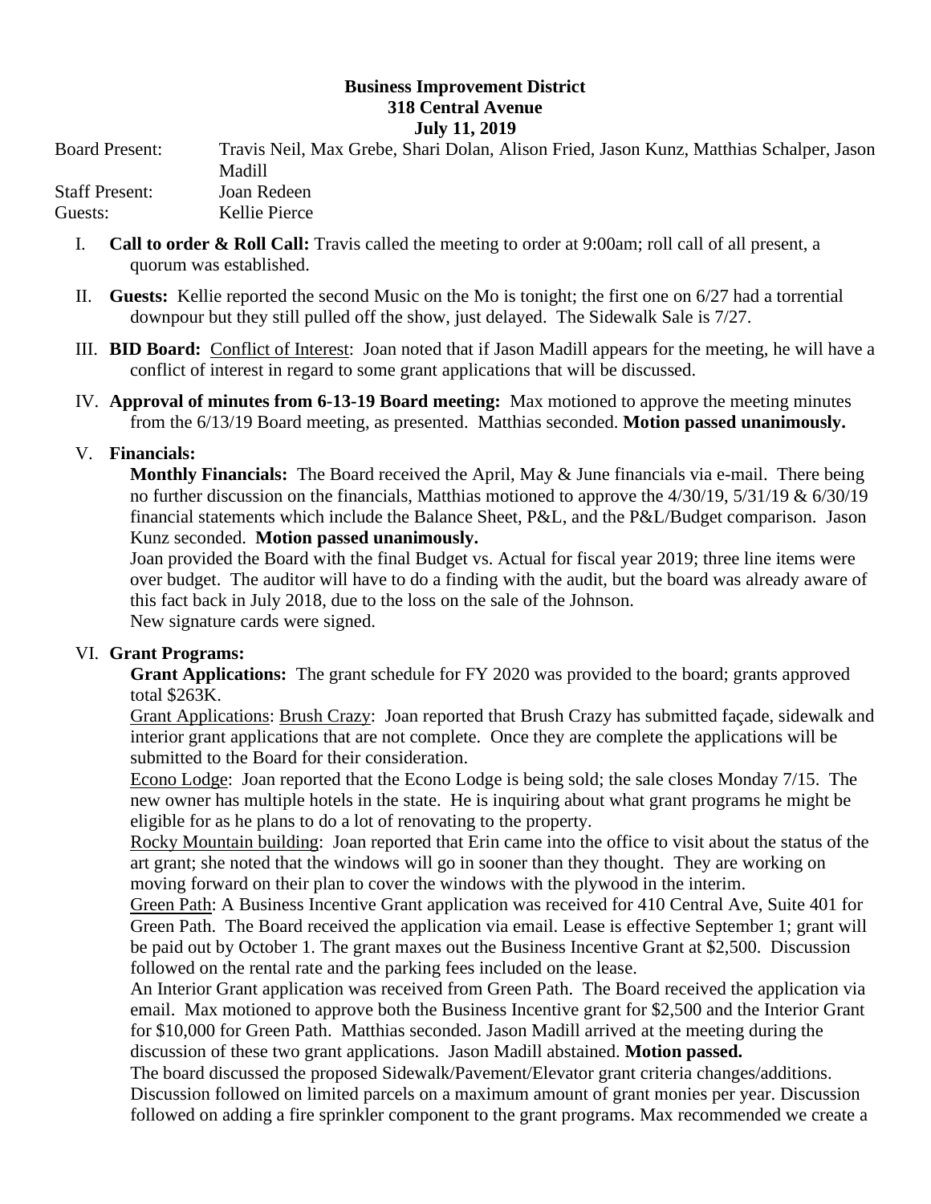**Business Improvement District**
**318 Central Avenue**
**July 11, 2019**

Board Present: Travis Neil, Max Grebe, Shari Dolan, Alison Fried, Jason Kunz, Matthias Schalper, Jason Madill
Staff Present: Joan Redeen
Guests: Kellie Pierce

I. **Call to order & Roll Call:** Travis called the meeting to order at 9:00am; roll call of all present, a quorum was established.

II. **Guests:** Kellie reported the second Music on the Mo is tonight; the first one on 6/27 had a torrential downpour but they still pulled off the show, just delayed. The Sidewalk Sale is 7/27.

III. **BID Board:** Conflict of Interest: Joan noted that if Jason Madill appears for the meeting, he will have a conflict of interest in regard to some grant applications that will be discussed.

IV. **Approval of minutes from 6-13-19 Board meeting:** Max motioned to approve the meeting minutes from the 6/13/19 Board meeting, as presented. Matthias seconded. **Motion passed unanimously.**

V. **Financials:**

**Monthly Financials:** The Board received the April, May & June financials via e-mail. There being no further discussion on the financials, Matthias motioned to approve the 4/30/19, 5/31/19 & 6/30/19 financial statements which include the Balance Sheet, P&L, and the P&L/Budget comparison. Jason Kunz seconded. **Motion passed unanimously.**

Joan provided the Board with the final Budget vs. Actual for fiscal year 2019; three line items were over budget. The auditor will have to do a finding with the audit, but the board was already aware of this fact back in July 2018, due to the loss on the sale of the Johnson.

New signature cards were signed.

VI. **Grant Programs:**

**Grant Applications:** The grant schedule for FY 2020 was provided to the board; grants approved total $263K.

Grant Applications: Brush Crazy: Joan reported that Brush Crazy has submitted façade, sidewalk and interior grant applications that are not complete. Once they are complete the applications will be submitted to the Board for their consideration.

Econo Lodge: Joan reported that the Econo Lodge is being sold; the sale closes Monday 7/15. The new owner has multiple hotels in the state. He is inquiring about what grant programs he might be eligible for as he plans to do a lot of renovating to the property.

Rocky Mountain building: Joan reported that Erin came into the office to visit about the status of the art grant; she noted that the windows will go in sooner than they thought. They are working on moving forward on their plan to cover the windows with the plywood in the interim.

Green Path: A Business Incentive Grant application was received for 410 Central Ave, Suite 401 for Green Path. The Board received the application via email. Lease is effective September 1; grant will be paid out by October 1. The grant maxes out the Business Incentive Grant at $2,500. Discussion followed on the rental rate and the parking fees included on the lease.

An Interior Grant application was received from Green Path. The Board received the application via email. Max motioned to approve both the Business Incentive grant for $2,500 and the Interior Grant for $10,000 for Green Path. Matthias seconded. Jason Madill arrived at the meeting during the discussion of these two grant applications. Jason Madill abstained. **Motion passed.**

The board discussed the proposed Sidewalk/Pavement/Elevator grant criteria changes/additions. Discussion followed on limited parcels on a maximum amount of grant monies per year. Discussion followed on adding a fire sprinkler component to the grant programs. Max recommended we create a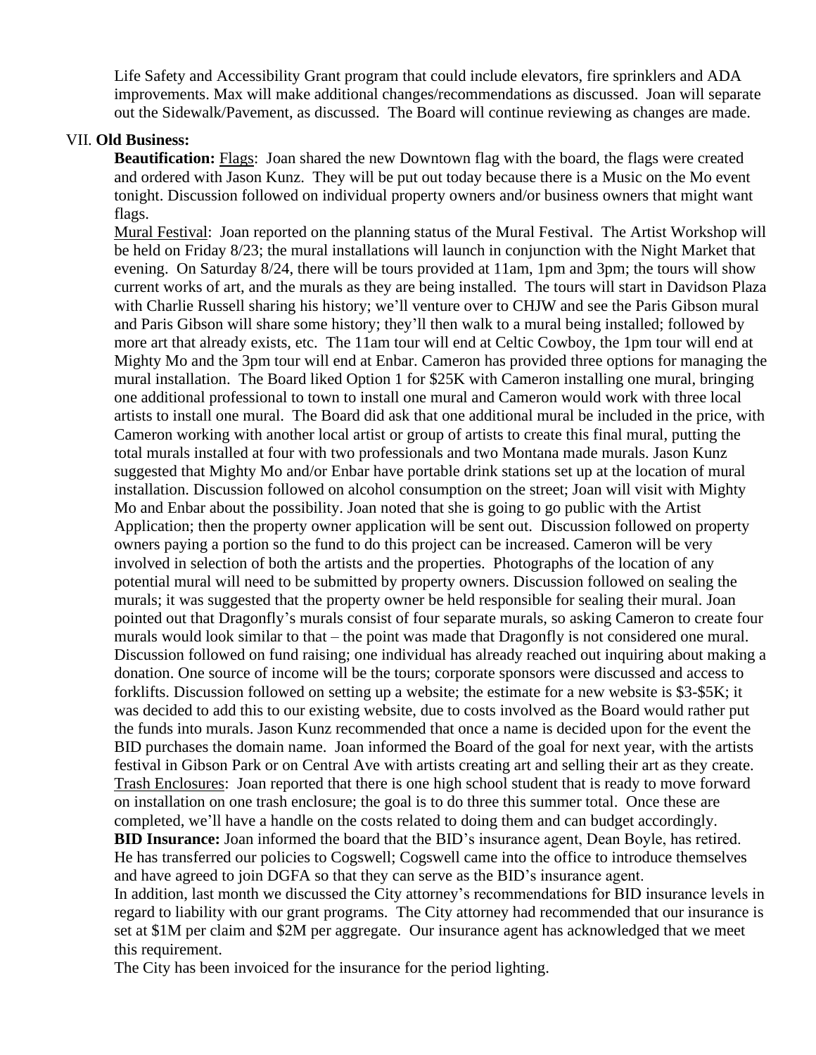Life Safety and Accessibility Grant program that could include elevators, fire sprinklers and ADA improvements. Max will make additional changes/recommendations as discussed. Joan will separate out the Sidewalk/Pavement, as discussed. The Board will continue reviewing as changes are made.

VII. **Old Business:**

**Beautification:** Flags: Joan shared the new Downtown flag with the board, the flags were created and ordered with Jason Kunz. They will be put out today because there is a Music on the Mo event tonight. Discussion followed on individual property owners and/or business owners that might want flags.

Mural Festival: Joan reported on the planning status of the Mural Festival. The Artist Workshop will be held on Friday 8/23; the mural installations will launch in conjunction with the Night Market that evening. On Saturday 8/24, there will be tours provided at 11am, 1pm and 3pm; the tours will show current works of art, and the murals as they are being installed. The tours will start in Davidson Plaza with Charlie Russell sharing his history; we'll venture over to CHJW and see the Paris Gibson mural and Paris Gibson will share some history; they'll then walk to a mural being installed; followed by more art that already exists, etc. The 11am tour will end at Celtic Cowboy, the 1pm tour will end at Mighty Mo and the 3pm tour will end at Enbar. Cameron has provided three options for managing the mural installation. The Board liked Option 1 for $25K with Cameron installing one mural, bringing one additional professional to town to install one mural and Cameron would work with three local artists to install one mural. The Board did ask that one additional mural be included in the price, with Cameron working with another local artist or group of artists to create this final mural, putting the total murals installed at four with two professionals and two Montana made murals. Jason Kunz suggested that Mighty Mo and/or Enbar have portable drink stations set up at the location of mural installation. Discussion followed on alcohol consumption on the street; Joan will visit with Mighty Mo and Enbar about the possibility. Joan noted that she is going to go public with the Artist Application; then the property owner application will be sent out. Discussion followed on property owners paying a portion so the fund to do this project can be increased. Cameron will be very involved in selection of both the artists and the properties. Photographs of the location of any potential mural will need to be submitted by property owners. Discussion followed on sealing the murals; it was suggested that the property owner be held responsible for sealing their mural. Joan pointed out that Dragonfly's murals consist of four separate murals, so asking Cameron to create four murals would look similar to that – the point was made that Dragonfly is not considered one mural. Discussion followed on fund raising; one individual has already reached out inquiring about making a donation. One source of income will be the tours; corporate sponsors were discussed and access to forklifts. Discussion followed on setting up a website; the estimate for a new website is $3-$5K; it was decided to add this to our existing website, due to costs involved as the Board would rather put the funds into murals. Jason Kunz recommended that once a name is decided upon for the event the BID purchases the domain name. Joan informed the Board of the goal for next year, with the artists festival in Gibson Park or on Central Ave with artists creating art and selling their art as they create.

Trash Enclosures: Joan reported that there is one high school student that is ready to move forward on installation on one trash enclosure; the goal is to do three this summer total. Once these are completed, we'll have a handle on the costs related to doing them and can budget accordingly.

**BID Insurance:** Joan informed the board that the BID's insurance agent, Dean Boyle, has retired. He has transferred our policies to Cogswell; Cogswell came into the office to introduce themselves and have agreed to join DGFA so that they can serve as the BID's insurance agent.

In addition, last month we discussed the City attorney's recommendations for BID insurance levels in regard to liability with our grant programs. The City attorney had recommended that our insurance is set at $1M per claim and $2M per aggregate. Our insurance agent has acknowledged that we meet this requirement.

The City has been invoiced for the insurance for the period lighting.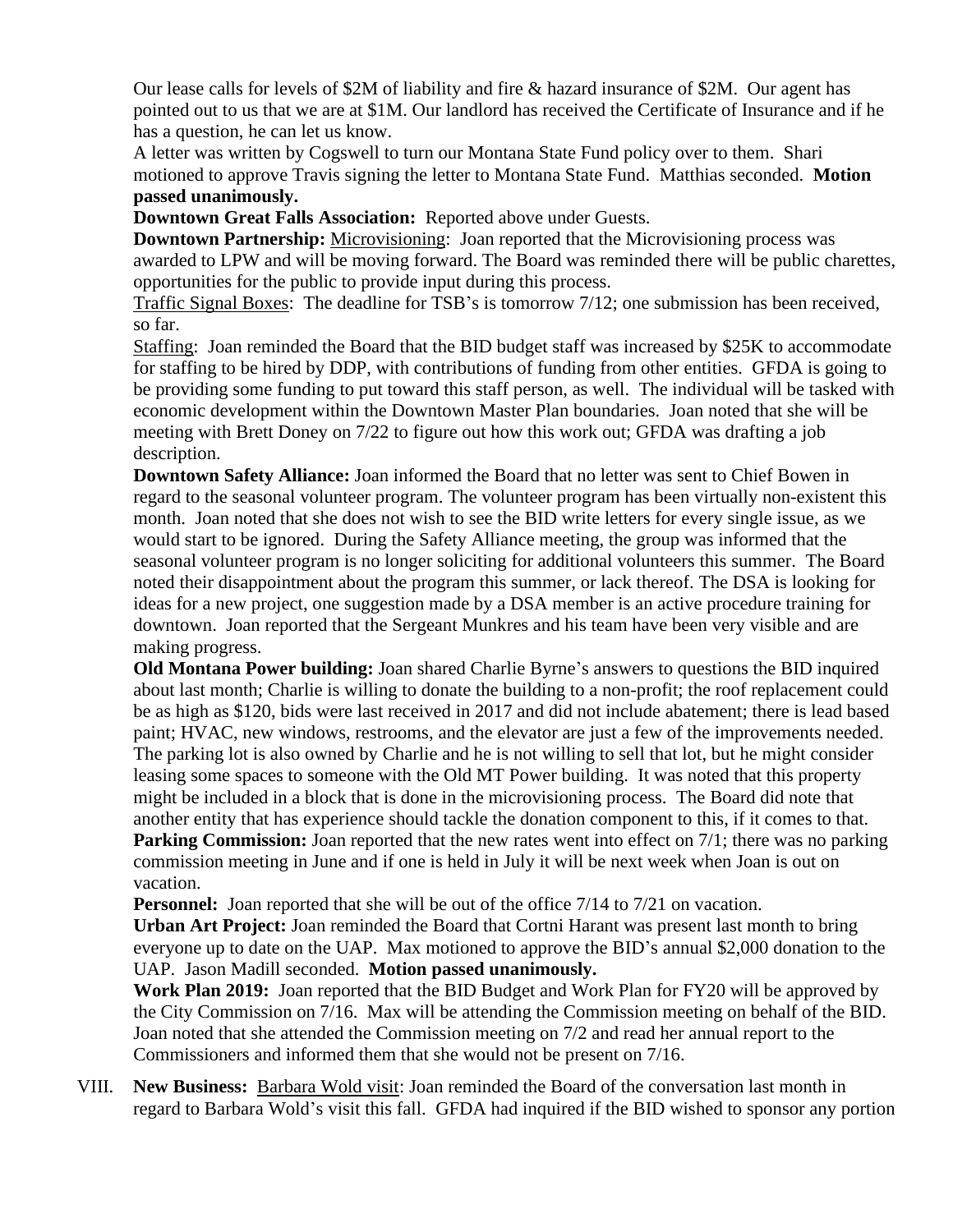Our lease calls for levels of $2M of liability and fire & hazard insurance of $2M. Our agent has pointed out to us that we are at $1M. Our landlord has received the Certificate of Insurance and if he has a question, he can let us know.

A letter was written by Cogswell to turn our Montana State Fund policy over to them. Shari motioned to approve Travis signing the letter to Montana State Fund. Matthias seconded. **Motion passed unanimously.**

**Downtown Great Falls Association:** Reported above under Guests.

**Downtown Partnership:** Microvisioning: Joan reported that the Microvisioning process was awarded to LPW and will be moving forward. The Board was reminded there will be public charettes, opportunities for the public to provide input during this process.

Traffic Signal Boxes: The deadline for TSB's is tomorrow 7/12; one submission has been received, so far.

Staffing: Joan reminded the Board that the BID budget staff was increased by $25K to accommodate for staffing to be hired by DDP, with contributions of funding from other entities. GFDA is going to be providing some funding to put toward this staff person, as well. The individual will be tasked with economic development within the Downtown Master Plan boundaries. Joan noted that she will be meeting with Brett Doney on 7/22 to figure out how this work out; GFDA was drafting a job description.

**Downtown Safety Alliance:** Joan informed the Board that no letter was sent to Chief Bowen in regard to the seasonal volunteer program. The volunteer program has been virtually non-existent this month. Joan noted that she does not wish to see the BID write letters for every single issue, as we would start to be ignored. During the Safety Alliance meeting, the group was informed that the seasonal volunteer program is no longer soliciting for additional volunteers this summer. The Board noted their disappointment about the program this summer, or lack thereof. The DSA is looking for ideas for a new project, one suggestion made by a DSA member is an active procedure training for downtown. Joan reported that the Sergeant Munkres and his team have been very visible and are making progress.

**Old Montana Power building:** Joan shared Charlie Byrne's answers to questions the BID inquired about last month; Charlie is willing to donate the building to a non-profit; the roof replacement could be as high as $120, bids were last received in 2017 and did not include abatement; there is lead based paint; HVAC, new windows, restrooms, and the elevator are just a few of the improvements needed. The parking lot is also owned by Charlie and he is not willing to sell that lot, but he might consider leasing some spaces to someone with the Old MT Power building. It was noted that this property might be included in a block that is done in the microvisioning process. The Board did note that another entity that has experience should tackle the donation component to this, if it comes to that.

**Parking Commission:** Joan reported that the new rates went into effect on 7/1; there was no parking commission meeting in June and if one is held in July it will be next week when Joan is out on vacation.

**Personnel:** Joan reported that she will be out of the office 7/14 to 7/21 on vacation.

**Urban Art Project:** Joan reminded the Board that Cortni Harant was present last month to bring everyone up to date on the UAP. Max motioned to approve the BID's annual $2,000 donation to the UAP. Jason Madill seconded. **Motion passed unanimously.**

**Work Plan 2019:** Joan reported that the BID Budget and Work Plan for FY20 will be approved by the City Commission on 7/16. Max will be attending the Commission meeting on behalf of the BID. Joan noted that she attended the Commission meeting on 7/2 and read her annual report to the Commissioners and informed them that she would not be present on 7/16.

VIII. **New Business:** Barbara Wold visit: Joan reminded the Board of the conversation last month in regard to Barbara Wold's visit this fall. GFDA had inquired if the BID wished to sponsor any portion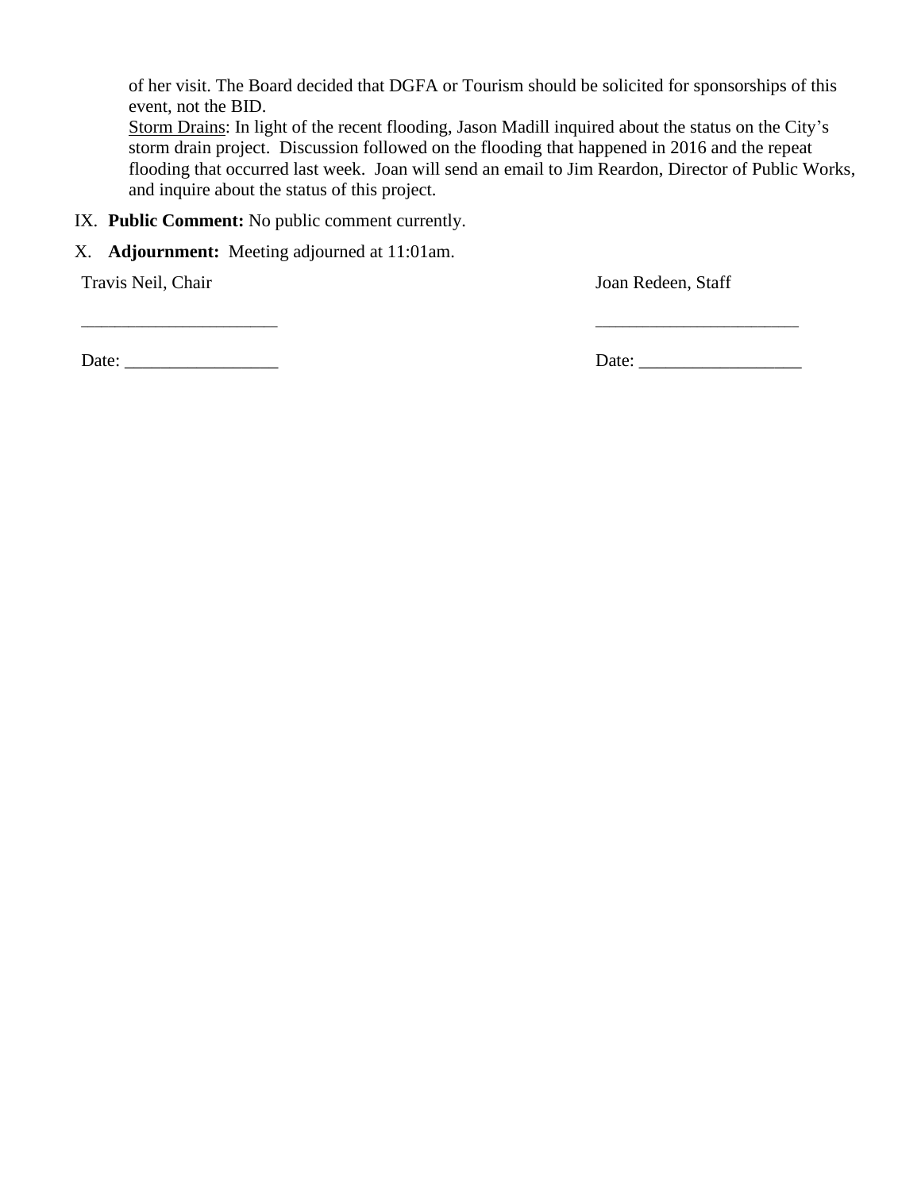of her visit. The Board decided that DGFA or Tourism should be solicited for sponsorships of this event, not the BID.

Storm Drains: In light of the recent flooding, Jason Madill inquired about the status on the City's storm drain project. Discussion followed on the flooding that happened in 2016 and the repeat flooding that occurred last week. Joan will send an email to Jim Reardon, Director of Public Works, and inquire about the status of this project.

IX. **Public Comment:** No public comment currently.

X. **Adjournment:** Meeting adjourned at 11:01am.

Travis Neil, Chair

______________________

Date: _________________

Joan Redeen, Staff

_______________________

Date: __________________